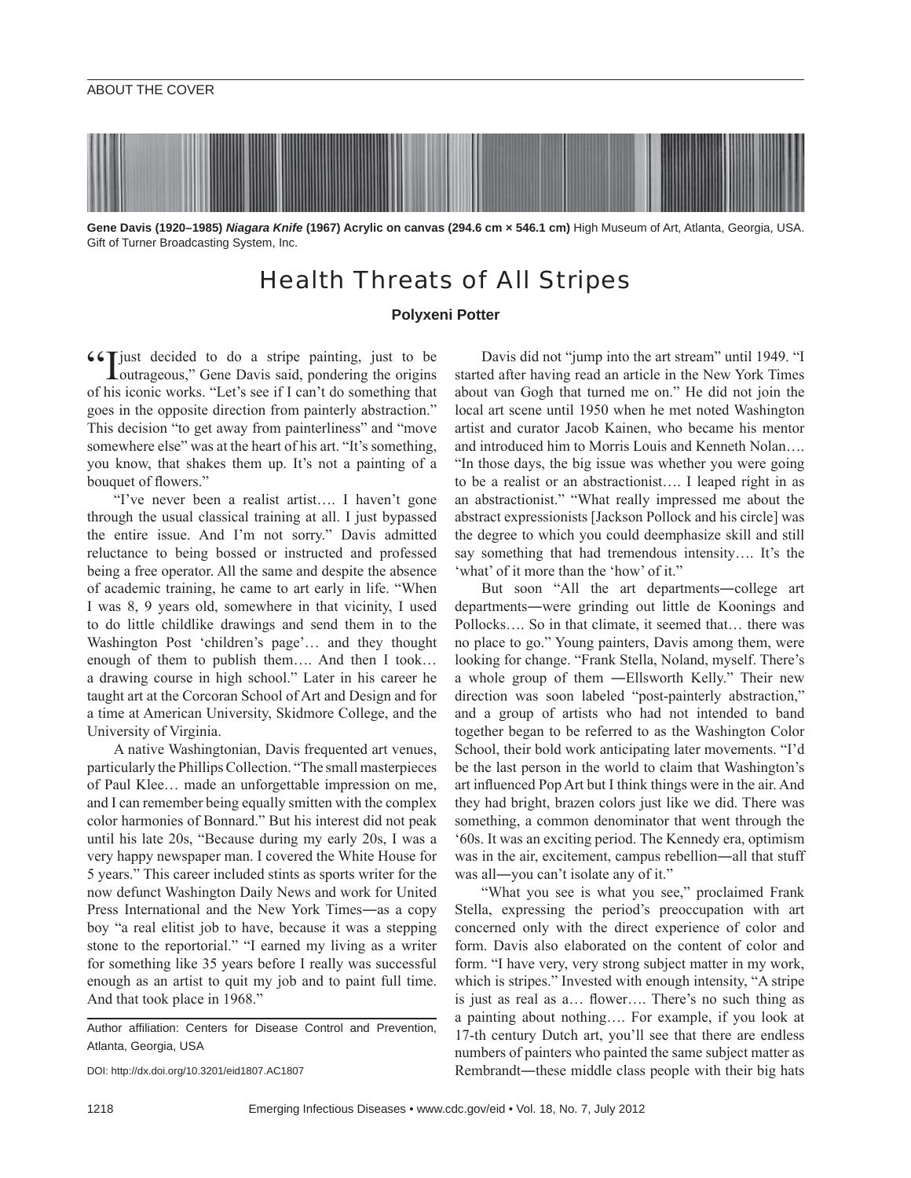ABOUT THE COVER

**Gene Davis (1920–1985) *Niagara Knife* (1967) Acrylic on canvas (294.6 cm × 546.1 cm)** High Museum of Art, Atlanta, Georgia, USA. Gift of Turner Broadcasting System, Inc.

# Health Threats of All Stripes

**Polyxeni Potter**

"I just decided to do a stripe painting, just to be outrageous," Gene Davis said, pondering the origins of his iconic works. "Let's see if I can't do something that goes in the opposite direction from painterly abstraction." This decision "to get away from painterliness" and "move somewhere else" was at the heart of his art. "It's something, you know, that shakes them up. It's not a painting of a bouquet of flowers."

"I've never been a realist artist…. I haven't gone through the usual classical training at all. I just bypassed the entire issue. And I'm not sorry." Davis admitted reluctance to being bossed or instructed and professed being a free operator. All the same and despite the absence of academic training, he came to art early in life. "When I was 8, 9 years old, somewhere in that vicinity, I used to do little childlike drawings and send them in to the Washington Post 'children's page'… and they thought enough of them to publish them…. And then I took… a drawing course in high school." Later in his career he taught art at the Corcoran School of Art and Design and for a time at American University, Skidmore College, and the University of Virginia.

A native Washingtonian, Davis frequented art venues, particularly the Phillips Collection. "The small masterpieces of Paul Klee… made an unforgettable impression on me, and I can remember being equally smitten with the complex color harmonies of Bonnard." But his interest did not peak until his late 20s, "Because during my early 20s, I was a very happy newspaper man. I covered the White House for 5 years." This career included stints as sports writer for the now defunct Washington Daily News and work for United Press International and the New York Times—as a copy boy "a real elitist job to have, because it was a stepping stone to the reportorial." "I earned my living as a writer for something like 35 years before I really was successful enough as an artist to quit my job and to paint full time. And that took place in 1968."

Author affiliation: Centers for Disease Control and Prevention, Atlanta, Georgia, USA

DOI: http://dx.doi.org/10.3201/eid1807.AC1807

Davis did not "jump into the art stream" until 1949. "I started after having read an article in the New York Times about van Gogh that turned me on." He did not join the local art scene until 1950 when he met noted Washington artist and curator Jacob Kainen, who became his mentor and introduced him to Morris Louis and Kenneth Nolan…. "In those days, the big issue was whether you were going to be a realist or an abstractionist…. I leaped right in as an abstractionist." "What really impressed me about the abstract expressionists [Jackson Pollock and his circle] was the degree to which you could deemphasize skill and still say something that had tremendous intensity…. It's the 'what' of it more than the 'how' of it."

But soon "All the art departments—college art departments—were grinding out little de Koonings and Pollocks…. So in that climate, it seemed that… there was no place to go." Young painters, Davis among them, were looking for change. "Frank Stella, Noland, myself. There's a whole group of them —Ellsworth Kelly." Their new direction was soon labeled "post-painterly abstraction," and a group of artists who had not intended to band together began to be referred to as the Washington Color School, their bold work anticipating later movements. "I'd be the last person in the world to claim that Washington's art influenced Pop Art but I think things were in the air. And they had bright, brazen colors just like we did. There was something, a common denominator that went through the '60s. It was an exciting period. The Kennedy era, optimism was in the air, excitement, campus rebellion—all that stuff was all—you can't isolate any of it."

"What you see is what you see," proclaimed Frank Stella, expressing the period's preoccupation with art concerned only with the direct experience of color and form. Davis also elaborated on the content of color and form. "I have very, very strong subject matter in my work, which is stripes." Invested with enough intensity, "A stripe is just as real as a… flower…. There's no such thing as a painting about nothing…. For example, if you look at 17-th century Dutch art, you'll see that there are endless numbers of painters who painted the same subject matter as Rembrandt—these middle class people with their big hats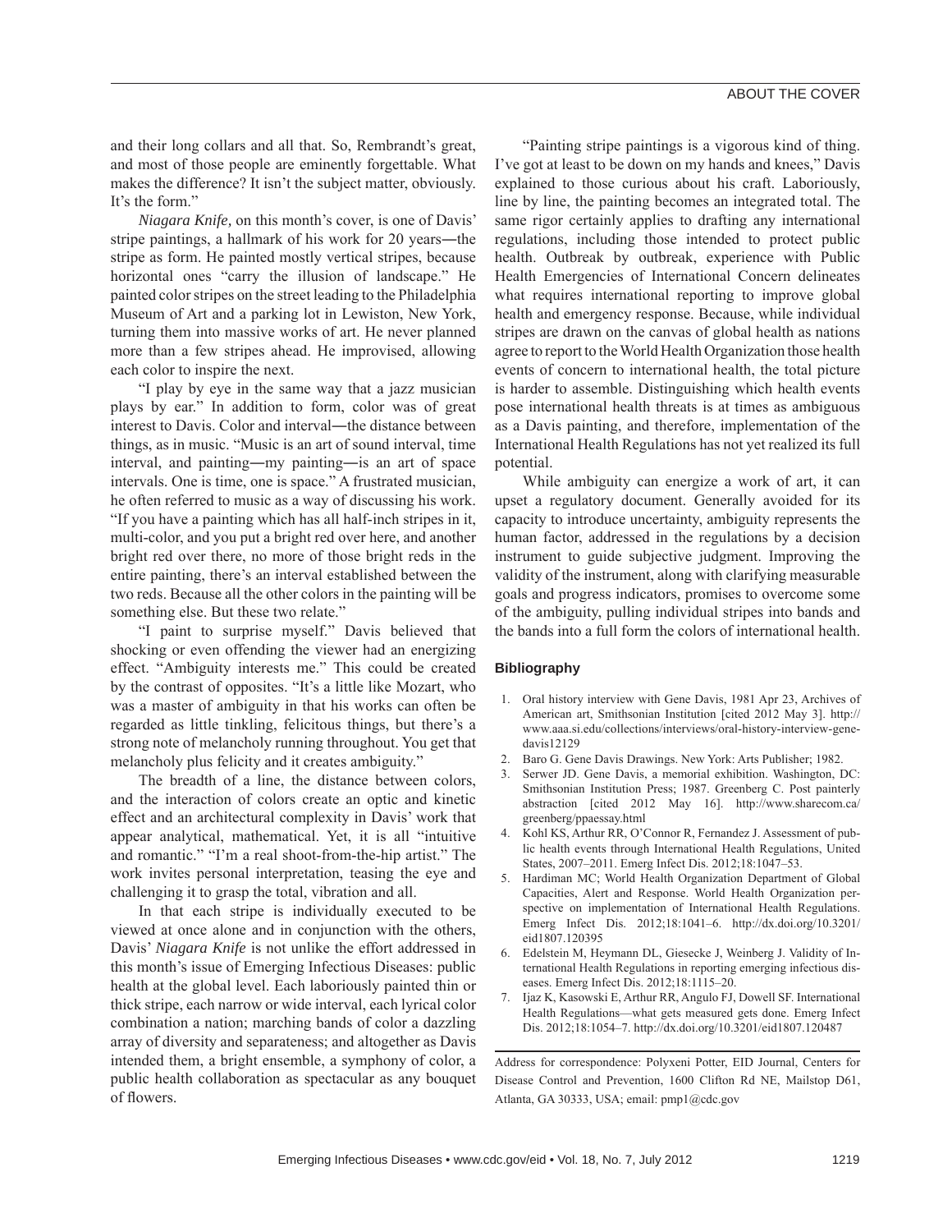and their long collars and all that. So, Rembrandt's great, and most of those people are eminently forgettable. What makes the difference? It isn't the subject matter, obviously. It's the form."

*Niagara Knife,* on this month's cover, is one of Davis' stripe paintings, a hallmark of his work for 20 years—the stripe as form. He painted mostly vertical stripes, because horizontal ones "carry the illusion of landscape." He painted color stripes on the street leading to the Philadelphia Museum of Art and a parking lot in Lewiston, New York, turning them into massive works of art. He never planned more than a few stripes ahead. He improvised, allowing each color to inspire the next.

"I play by eye in the same way that a jazz musician plays by ear." In addition to form, color was of great interest to Davis. Color and interval—the distance between things, as in music. "Music is an art of sound interval, time interval, and painting—my painting—is an art of space intervals. One is time, one is space." A frustrated musician, he often referred to music as a way of discussing his work. "If you have a painting which has all half-inch stripes in it, multi-color, and you put a bright red over here, and another bright red over there, no more of those bright reds in the entire painting, there's an interval established between the two reds. Because all the other colors in the painting will be something else. But these two relate."

"I paint to surprise myself." Davis believed that shocking or even offending the viewer had an energizing effect. "Ambiguity interests me." This could be created by the contrast of opposites. "It's a little like Mozart, who was a master of ambiguity in that his works can often be regarded as little tinkling, felicitous things, but there's a strong note of melancholy running throughout. You get that melancholy plus felicity and it creates ambiguity."

The breadth of a line, the distance between colors, and the interaction of colors create an optic and kinetic effect and an architectural complexity in Davis' work that appear analytical, mathematical. Yet, it is all "intuitive and romantic." "I'm a real shoot-from-the-hip artist." The work invites personal interpretation, teasing the eye and challenging it to grasp the total, vibration and all.

In that each stripe is individually executed to be viewed at once alone and in conjunction with the others, Davis' *Niagara Knife* is not unlike the effort addressed in this month's issue of Emerging Infectious Diseases: public health at the global level. Each laboriously painted thin or thick stripe, each narrow or wide interval, each lyrical color combination a nation; marching bands of color a dazzling array of diversity and separateness; and altogether as Davis intended them, a bright ensemble, a symphony of color, a public health collaboration as spectacular as any bouquet of flowers.

"Painting stripe paintings is a vigorous kind of thing. I've got at least to be down on my hands and knees," Davis explained to those curious about his craft. Laboriously, line by line, the painting becomes an integrated total. The same rigor certainly applies to drafting any international regulations, including those intended to protect public health. Outbreak by outbreak, experience with Public Health Emergencies of International Concern delineates what requires international reporting to improve global health and emergency response. Because, while individual stripes are drawn on the canvas of global health as nations agree to report to the World Health Organization those health events of concern to international health, the total picture is harder to assemble. Distinguishing which health events pose international health threats is at times as ambiguous as a Davis painting, and therefore, implementation of the International Health Regulations has not yet realized its full potential.

While ambiguity can energize a work of art, it can upset a regulatory document. Generally avoided for its capacity to introduce uncertainty, ambiguity represents the human factor, addressed in the regulations by a decision instrument to guide subjective judgment. Improving the validity of the instrument, along with clarifying measurable goals and progress indicators, promises to overcome some of the ambiguity, pulling individual stripes into bands and the bands into a full form the colors of international health.

## Bibliography

1. Oral history interview with Gene Davis, 1981 Apr 23, Archives of American art, Smithsonian Institution [cited 2012 May 3]. http://www.aaa.si.edu/collections/interviews/oral-history-interview-gene-davis12129
2. Baro G. Gene Davis Drawings. New York: Arts Publisher; 1982.
3. Serwer JD. Gene Davis, a memorial exhibition. Washington, DC: Smithsonian Institution Press; 1987. Greenberg C. Post painterly abstraction [cited 2012 May 16]. http://www.sharecom.ca/greenberg/ppaessay.html
4. Kohl KS, Arthur RR, O'Connor R, Fernandez J. Assessment of public health events through International Health Regulations, United States, 2007–2011. Emerg Infect Dis. 2012;18:1047–53.
5. Hardiman MC; World Health Organization Department of Global Capacities, Alert and Response. World Health Organization perspective on implementation of International Health Regulations. Emerg Infect Dis. 2012;18:1041–6. http://dx.doi.org/10.3201/eid1807.120395
6. Edelstein M, Heymann DL, Giesecke J, Weinberg J. Validity of International Health Regulations in reporting emerging infectious diseases. Emerg Infect Dis. 2012;18:1115–20.
7. Ijaz K, Kasowski E, Arthur RR, Angulo FJ, Dowell SF. International Health Regulations—what gets measured gets done. Emerg Infect Dis. 2012;18:1054–7. http://dx.doi.org/10.3201/eid1807.120487

Address for correspondence: Polyxeni Potter, EID Journal, Centers for Disease Control and Prevention, 1600 Clifton Rd NE, Mailstop D61, Atlanta, GA 30333, USA; email: pmp1@cdc.gov